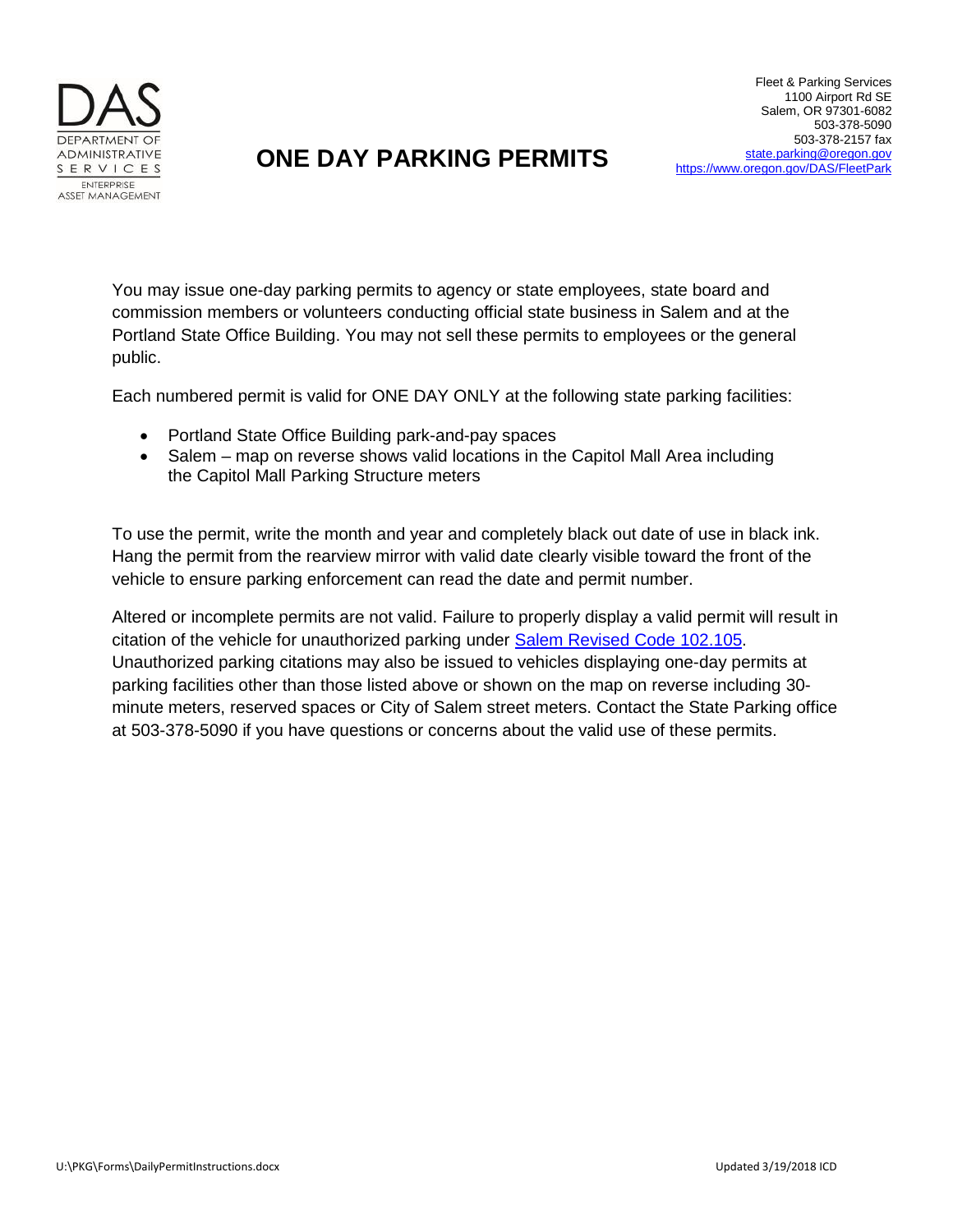DAS
DEPARTMENT OF
ADMINISTRATIVE
SERVICES
ENTERPRISE
ASSET MANAGEMENT

# ONE DAY PARKING PERMITS

Fleet & Parking Services
1100 Airport Rd SE
Salem, OR 97301-6082
503-378-5090
503-378-2157 fax
[state.parking@oregon.gov](mailto:state.parking@oregon.gov)
[https://www.oregon.gov/DAS/FleetPark](https://www.oregon.gov/DAS/FleetPark)

You may issue one-day parking permits to agency or state employees, state board and commission members or volunteers conducting official state business in Salem and at the Portland State Office Building. You may not sell these permits to employees or the general public.

Each numbered permit is valid for ONE DAY ONLY at the following state parking facilities:

- Portland State Office Building park-and-pay spaces
- Salem – map on reverse shows valid locations in the Capitol Mall Area including the Capitol Mall Parking Structure meters

To use the permit, write the month and year and completely black out date of use in black ink. Hang the permit from the rearview mirror with valid date clearly visible toward the front of the vehicle to ensure parking enforcement can read the date and permit number.

Altered or incomplete permits are not valid. Failure to properly display a valid permit will result in citation of the vehicle for unauthorized parking under Salem Revised Code 102.105. Unauthorized parking citations may also be issued to vehicles displaying one-day permits at parking facilities other than those listed above or shown on the map on reverse including 30-minute meters, reserved spaces or City of Salem street meters. Contact the State Parking office at 503-378-5090 if you have questions or concerns about the valid use of these permits.

U:\PKG\Forms\DailyPermitInstructions.docx

Updated 3/19/2018 ICD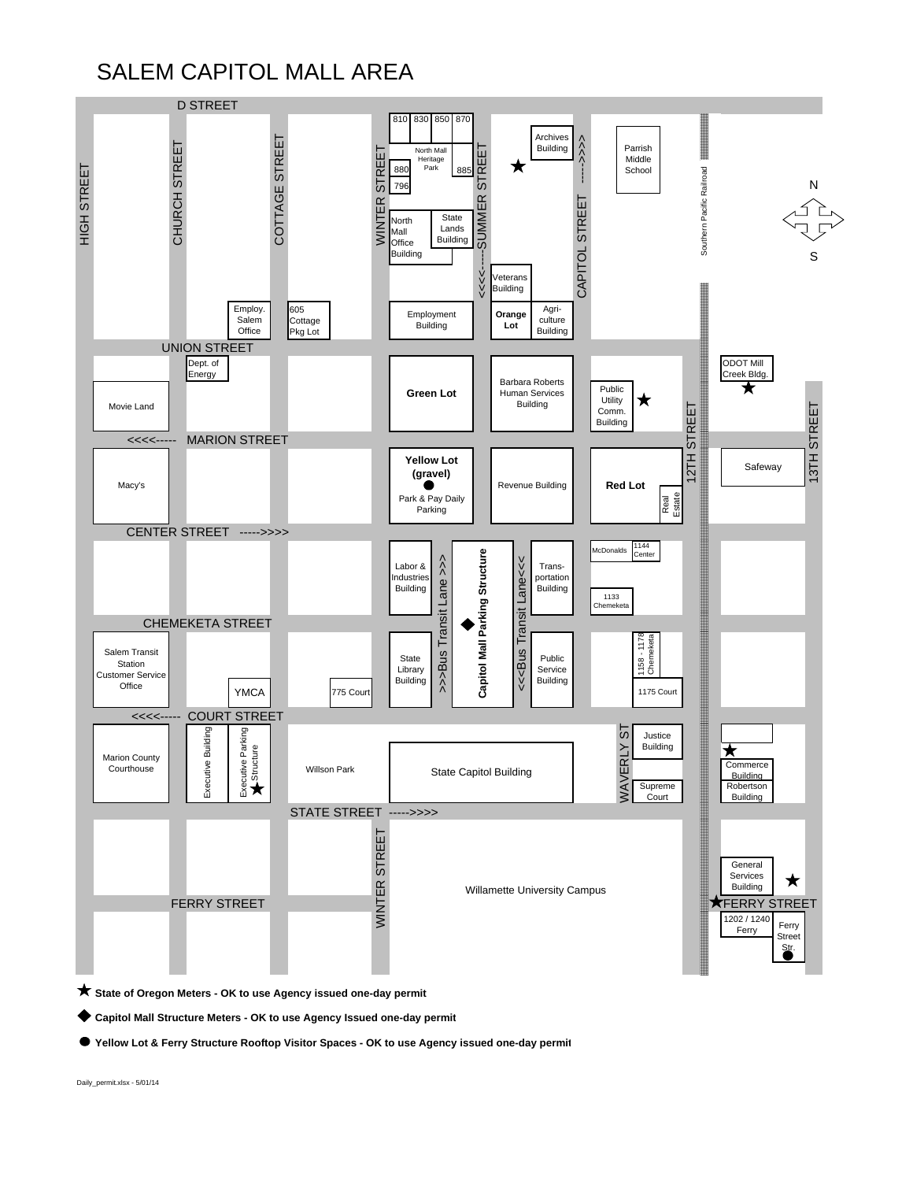# SALEM CAPITOL MALL AREA

D STREET

HIGH STREET

CHURCH STREET

COTTAGE STREET

WINTER STREET

SUMMER STREET

CAPITOL STREET

810 830 850 870

North Mall Heritage Park

880

885

796

North Mall Office Building

State Lands Building

Archives Building

Parrish Middle School

Southern Pacific Railroad

N

S

Veterans Building

Employ. Salem Office

605 Cottage Pkg Lot

Employment Building

**Orange Lot**

Agri-culture Building

UNION STREET

Dept. of Energy

**Green Lot**

Barbara Roberts Human Services Building

Public Utility Comm. Building

ODOT Mill Creek Bldg.

Movie Land

MARION STREET

12TH STREET

13TH STREET

Macy's

**Yellow Lot (gravel)**

Park & Pay Daily Parking

Revenue Building

**Red Lot**

Real Estate

Safeway

CENTER STREET ----->>>>

McDonalds

1144 Center

Labor & Industries Building

>>>Bus Transit Lane >>>

**Capitol Mall Parking Structure**

<<<Bus Transit Lane<<<

Trans-portation Building

1133 Chemeketa

CHEMEKETA STREET

Salem Transit Station Customer Service Office

State Library Building

Public Service Building

1158 - 1178 Chemeketa

YMCA

775 Court

1175 Court

<<<<----- COURT STREET

Marion County Courthouse

Executive Building

Executive Parking Structure

Willson Park

State Capitol Building

WAVERLY ST

Justice Building

Supreme Court

Commerce Building

Robertson Building

STATE STREET ----->>>>

WINTER STREET

Willamette University Campus

General Services Building

FERRY STREET

FERRY STREET

1202 / 1240 Ferry

Ferry Street Str.

★ **State of Oregon Meters - OK to use Agency issued one-day permit**

◆ **Capitol Mall Structure Meters - OK to use Agency Issued one-day permit**

● **Yellow Lot & Ferry Structure Rooftop Visitor Spaces - OK to use Agency issued one-day permit**

Daily_permit.xlsx - 5/01/14